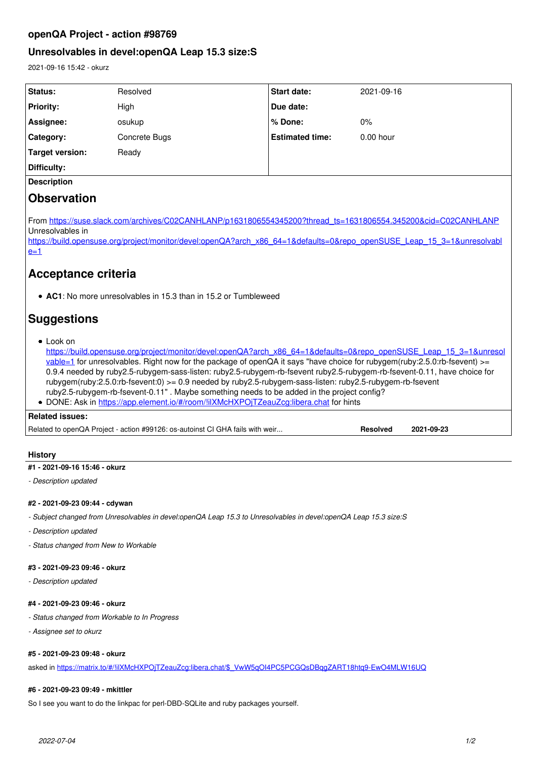# openQA Project - action #98769

## Unresolvables in devel:openQA Leap 15.3 size:S

2021-09-16 15:42 - okurz

| Status: | Resolved | Start date: | 2021-09-16 |
| --- | --- | --- | --- |
| Priority: | High | Due date: | |
| Assignee: | osukup | % Done: | 0% |
| Category: | Concrete Bugs | Estimated time: | 0.00 hour |
| Target version: | Ready | | |
| Difficulty: | | | |

**Description**

# Observation

From https://suse.slack.com/archives/C02CANHLANP/p1631806554345200?thread_ts=1631806554.345200&cid=C02CANHLANP
Unresolvables in
https://build.opensuse.org/project/monitor/devel:openQA?arch_x86_64=1&defaults=0&repo_openSUSE_Leap_15_3=1&unresolvable=1

# Acceptance criteria

- **AC1**: No more unresolvables in 15.3 than in 15.2 or Tumbleweed

# Suggestions

- Look on https://build.opensuse.org/project/monitor/devel:openQA?arch_x86_64=1&defaults=0&repo_openSUSE_Leap_15_3=1&unresolvable=1 for unresolvables. Right now for the package of openQA it says "have choice for rubygem(ruby:2.5.0:rb-fsevent) >= 0.9.4 needed by ruby2.5-rubygem-sass-listen: ruby2.5-rubygem-rb-fsevent ruby2.5-rubygem-rb-fsevent-0.11, have choice for rubygem(ruby:2.5.0:rb-fsevent:0) >= 0.9 needed by ruby2.5-rubygem-sass-listen: ruby2.5-rubygem-rb-fsevent ruby2.5-rubygem-rb-fsevent-0.11" . Maybe something needs to be added in the project config?
- DONE: Ask in https://app.element.io/#/room/!ilXMcHXPOjTZeauZcg:libera.chat for hints

**Related issues:**

| | | |
| --- | --- | --- |
| Related to openQA Project - action #99126: os-autoinst CI GHA fails with weir... | **Resolved** | **2021-09-23** |

## History

#### #1 - 2021-09-16 15:46 - okurz

*- Description updated*

#### #2 - 2021-09-23 09:44 - cdywan

*- Subject changed from Unresolvables in devel:openQA Leap 15.3 to Unresolvables in devel:openQA Leap 15.3 size:S*

*- Description updated*

*- Status changed from New to Workable*

#### #3 - 2021-09-23 09:46 - okurz

*- Description updated*

#### #4 - 2021-09-23 09:46 - okurz

*- Status changed from Workable to In Progress*

*- Assignee set to okurz*

#### #5 - 2021-09-23 09:48 - okurz

asked in https://matrix.to/#/!ilXMcHXPOjTZeauZcg:libera.chat/$_VwW5qOI4PC5PCGQsDBqgZART18htq9-EwO4MLW16UQ

#### #6 - 2021-09-23 09:49 - mkittler

So I see you want to do the linkpac for perl-DBD-SQLite and ruby packages yourself.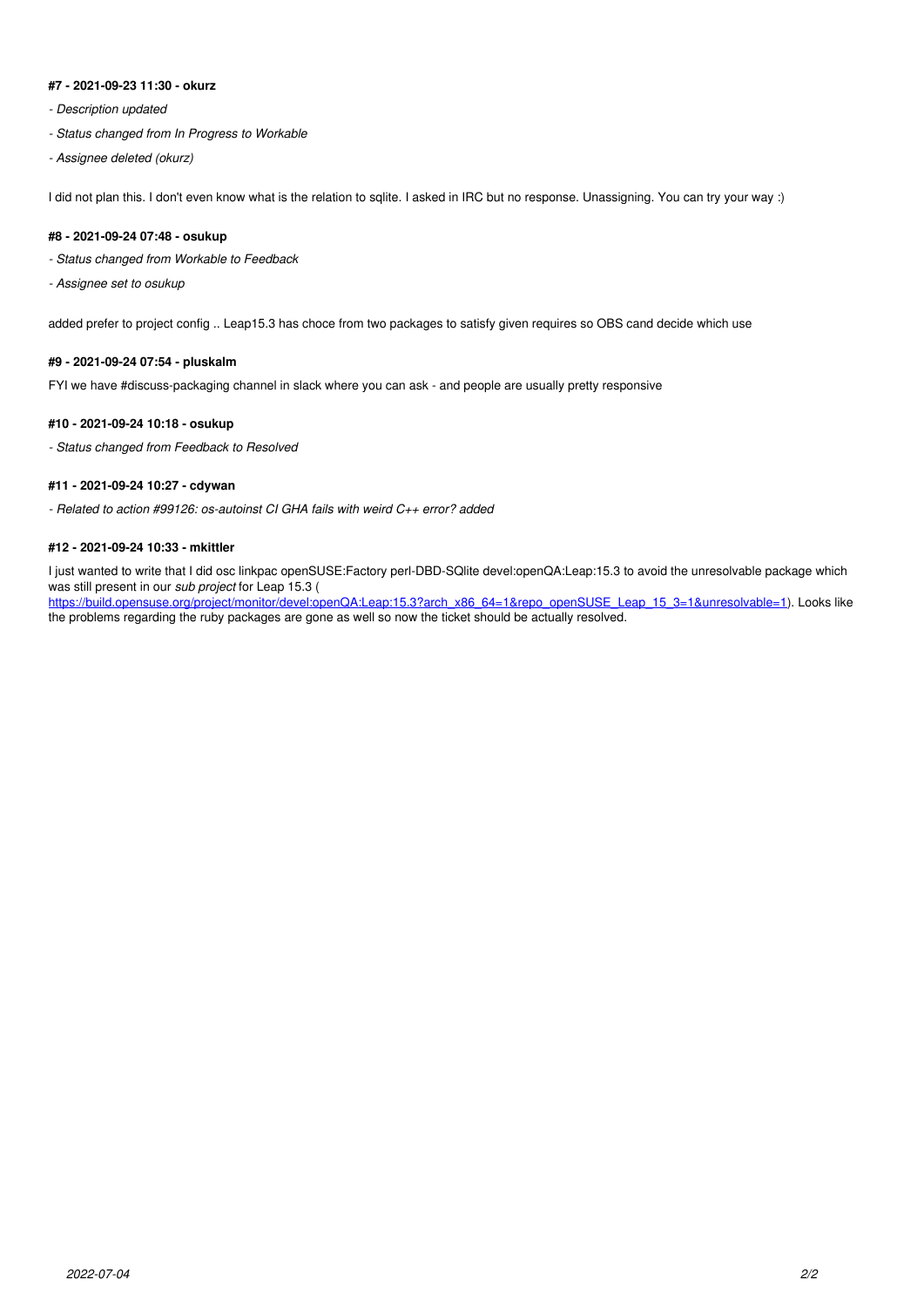#### #7 - 2021-09-23 11:30 - okurz

- *Description updated*
- *Status changed from In Progress to Workable*
- *Assignee deleted (okurz)*

I did not plan this. I don't even know what is the relation to sqlite. I asked in IRC but no response. Unassigning. You can try your way :)

#### #8 - 2021-09-24 07:48 - osukup

- *Status changed from Workable to Feedback*
- *Assignee set to osukup*

added prefer to project config .. Leap15.3 has choce from two packages to satisfy given requires so OBS cand decide which use

#### #9 - 2021-09-24 07:54 - pluskalm

FYI we have #discuss-packaging channel in slack where you can ask - and people are usually pretty responsive

#### #10 - 2021-09-24 10:18 - osukup

- *Status changed from Feedback to Resolved*

#### #11 - 2021-09-24 10:27 - cdywan

- *Related to action #99126: os-autoinst CI GHA fails with weird C++ error? added*

#### #12 - 2021-09-24 10:33 - mkittler

I just wanted to write that I did osc linkpac openSUSE:Factory perl-DBD-SQlite devel:openQA:Leap:15.3 to avoid the unresolvable package which was still present in our *sub project* for Leap 15.3 ( [https://build.opensuse.org/project/monitor/devel:openQA:Leap:15.3?arch_x86_64=1&repo_openSUSE_Leap_15_3=1&unresolvable=1](https://build.opensuse.org/project/monitor/devel:openQA:Leap:15.3?arch_x86_64=1&repo_openSUSE_Leap_15_3=1&unresolvable=1)). Looks like the problems regarding the ruby packages are gone as well so now the ticket should be actually resolved.